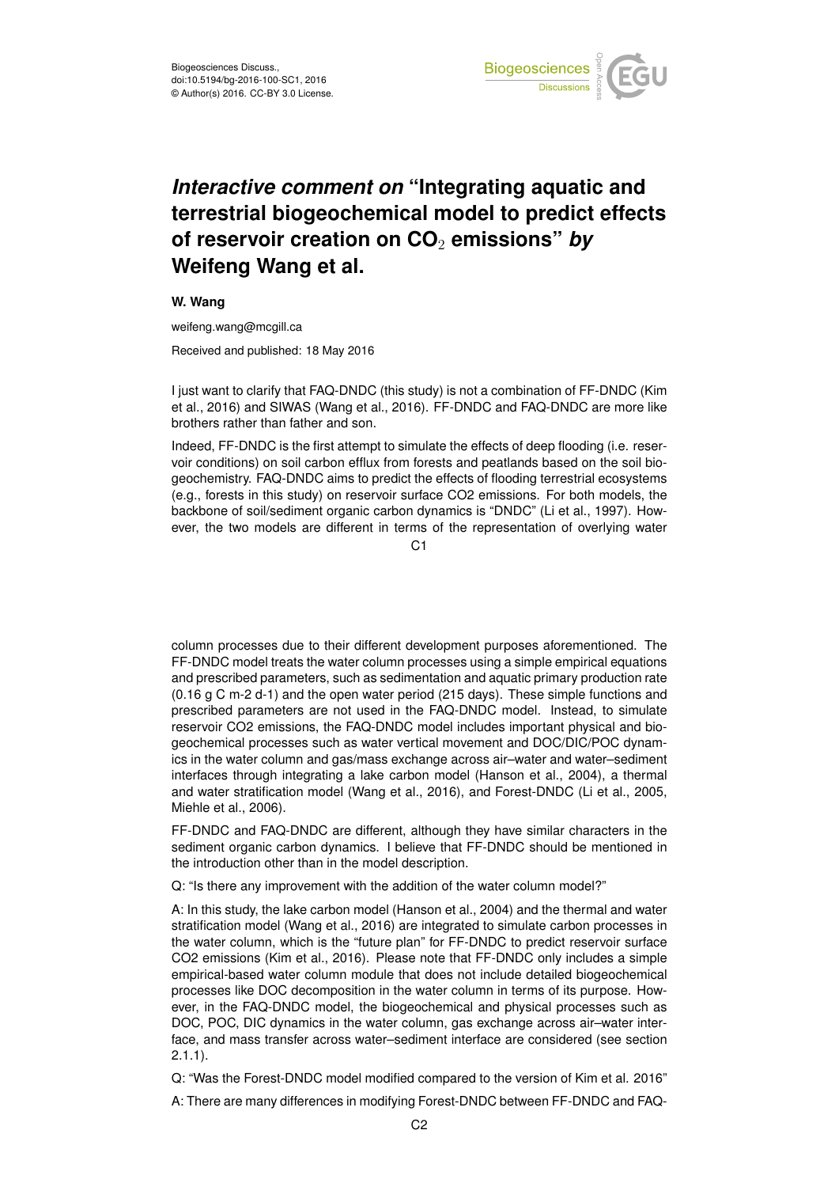# *Interactive comment on* "Integrating aquatic and terrestrial biogeochemical model to predict effects of reservoir creation on $CO_2$ emissions" *by* Weifeng Wang et al.

**W. Wang**

weifeng.wang@mcgill.ca

Received and published: 18 May 2016

I just want to clarify that FAQ-DNDC (this study) is not a combination of FF-DNDC (Kim et al., 2016) and SIWAS (Wang et al., 2016). FF-DNDC and FAQ-DNDC are more like brothers rather than father and son.

Indeed, FF-DNDC is the first attempt to simulate the effects of deep flooding (i.e. reservoir conditions) on soil carbon efflux from forests and peatlands based on the soil biogeochemistry. FAQ-DNDC aims to predict the effects of flooding terrestrial ecosystems (e.g., forests in this study) on reservoir surface CO2 emissions. For both models, the backbone of soil/sediment organic carbon dynamics is "DNDC" (Li et al., 1997). However, the two models are different in terms of the representation of overlying water column processes due to their different development purposes aforementioned. The FF-DNDC model treats the water column processes using a simple empirical equations and prescribed parameters, such as sedimentation and aquatic primary production rate (0.16 g C m-2 d-1) and the open water period (215 days). These simple functions and prescribed parameters are not used in the FAQ-DNDC model. Instead, to simulate reservoir CO2 emissions, the FAQ-DNDC model includes important physical and biogeochemical processes such as water vertical movement and DOC/DIC/POC dynamics in the water column and gas/mass exchange across air–water and water–sediment interfaces through integrating a lake carbon model (Hanson et al., 2004), a thermal and water stratification model (Wang et al., 2016), and Forest-DNDC (Li et al., 2005, Miehle et al., 2006).

FF-DNDC and FAQ-DNDC are different, although they have similar characters in the sediment organic carbon dynamics. I believe that FF-DNDC should be mentioned in the introduction other than in the model description.

Q: "Is there any improvement with the addition of the water column model?"

A: In this study, the lake carbon model (Hanson et al., 2004) and the thermal and water stratification model (Wang et al., 2016) are integrated to simulate carbon processes in the water column, which is the "future plan" for FF-DNDC to predict reservoir surface CO2 emissions (Kim et al., 2016). Please note that FF-DNDC only includes a simple empirical-based water column module that does not include detailed biogeochemical processes like DOC decomposition in the water column in terms of its purpose. However, in the FAQ-DNDC model, the biogeochemical and physical processes such as DOC, POC, DIC dynamics in the water column, gas exchange across air–water interface, and mass transfer across water–sediment interface are considered (see section 2.1.1).

Q: "Was the Forest-DNDC model modified compared to the version of Kim et al. 2016"

A: There are many differences in modifying Forest-DNDC between FF-DNDC and FAQ-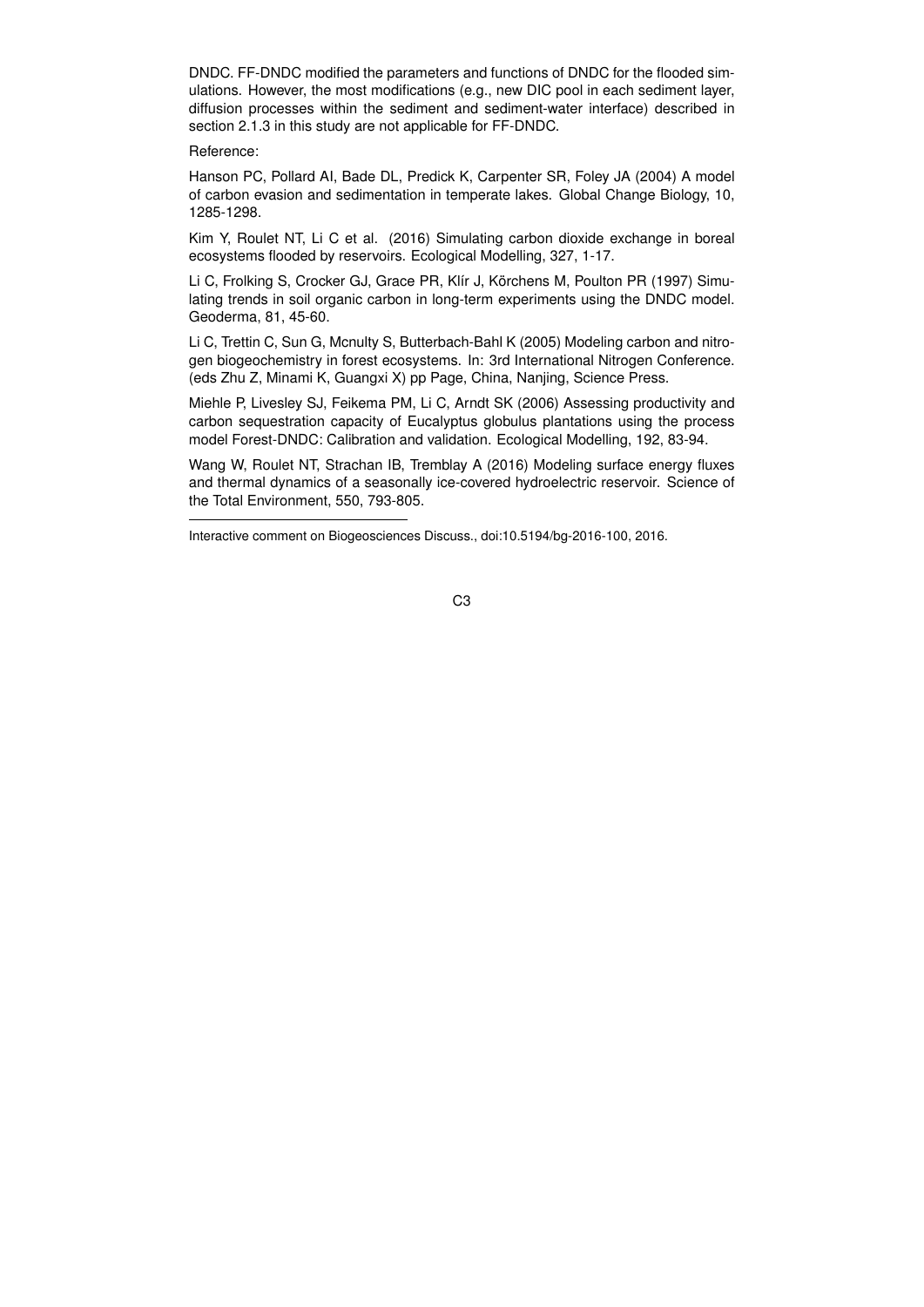DNDC. FF-DNDC modified the parameters and functions of DNDC for the flooded simulations. However, the most modifications (e.g., new DIC pool in each sediment layer, diffusion processes within the sediment and sediment-water interface) described in section 2.1.3 in this study are not applicable for FF-DNDC.

Reference:

Hanson PC, Pollard AI, Bade DL, Predick K, Carpenter SR, Foley JA (2004) A model of carbon evasion and sedimentation in temperate lakes. Global Change Biology, 10, 1285-1298.

Kim Y, Roulet NT, Li C et al. (2016) Simulating carbon dioxide exchange in boreal ecosystems flooded by reservoirs. Ecological Modelling, 327, 1-17.

Li C, Frolking S, Crocker GJ, Grace PR, Klír J, Körchens M, Poulton PR (1997) Simulating trends in soil organic carbon in long-term experiments using the DNDC model. Geoderma, 81, 45-60.

Li C, Trettin C, Sun G, Mcnulty S, Butterbach-Bahl K (2005) Modeling carbon and nitrogen biogeochemistry in forest ecosystems. In: 3rd International Nitrogen Conference. (eds Zhu Z, Minami K, Guangxi X) pp Page, China, Nanjing, Science Press.

Miehle P, Livesley SJ, Feikema PM, Li C, Arndt SK (2006) Assessing productivity and carbon sequestration capacity of Eucalyptus globulus plantations using the process model Forest-DNDC: Calibration and validation. Ecological Modelling, 192, 83-94.

Wang W, Roulet NT, Strachan IB, Tremblay A (2016) Modeling surface energy fluxes and thermal dynamics of a seasonally ice-covered hydroelectric reservoir. Science of the Total Environment, 550, 793-805.

---

Interactive comment on Biogeosciences Discuss., doi:10.5194/bg-2016-100, 2016.